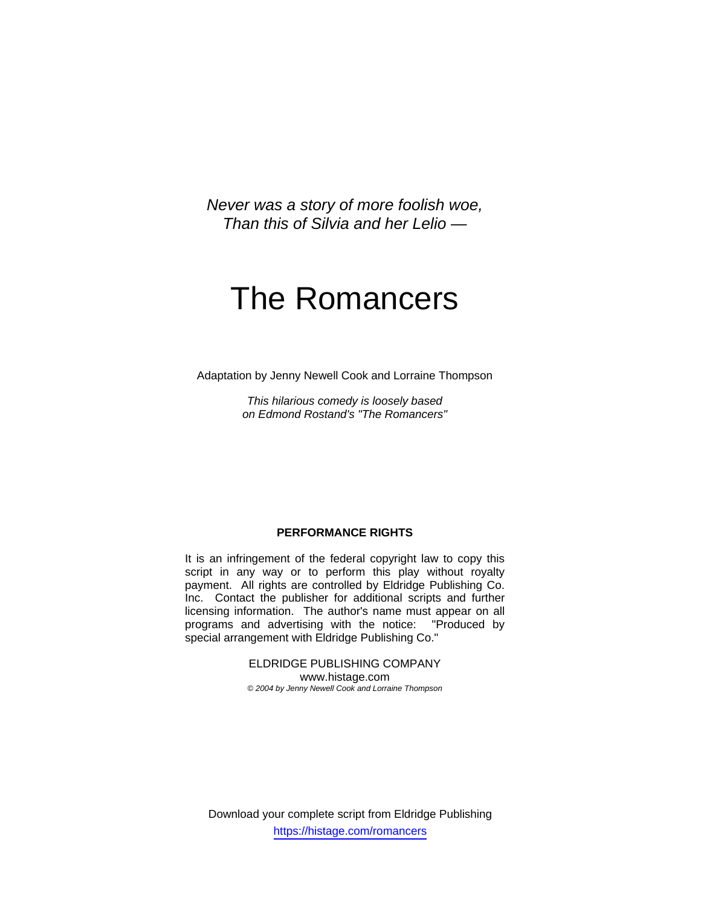*Never was a story of more foolish woe,*
*Than this of Silvia and her Lelio —*

# The Romancers

Adaptation by Jenny Newell Cook and Lorraine Thompson

*This hilarious comedy is loosely based on Edmond Rostand's "The Romancers"*

**PERFORMANCE RIGHTS**

It is an infringement of the federal copyright law to copy this script in any way or to perform this play without royalty payment. All rights are controlled by Eldridge Publishing Co. Inc. Contact the publisher for additional scripts and further licensing information. The author's name must appear on all programs and advertising with the notice: "Produced by special arrangement with Eldridge Publishing Co."

ELDRIDGE PUBLISHING COMPANY
www.histage.com
*© 2004 by Jenny Newell Cook and Lorraine Thompson*

Download your complete script from Eldridge Publishing
https://histage.com/romancers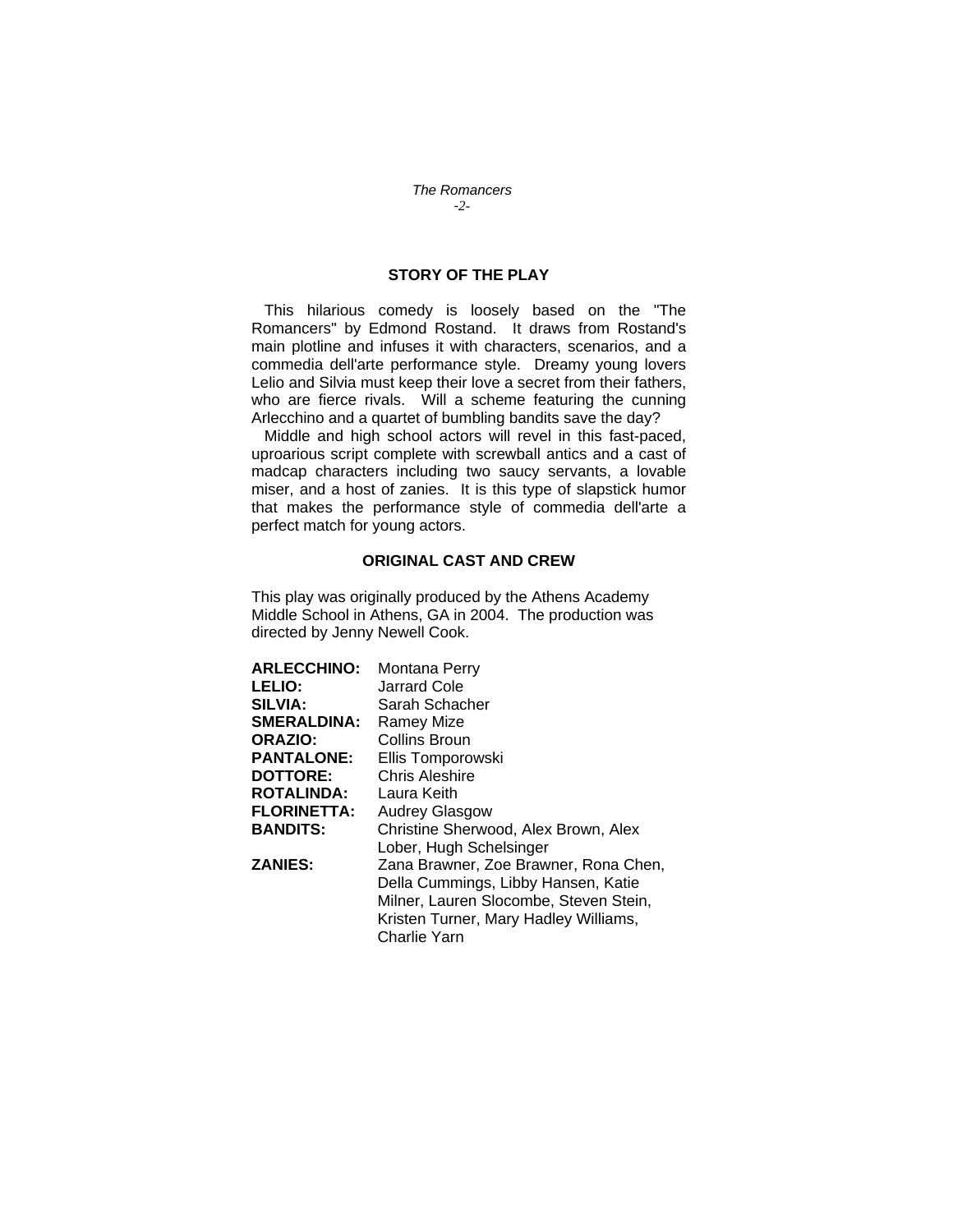## STORY OF THE PLAY

This hilarious comedy is loosely based on the "The Romancers" by Edmond Rostand. It draws from Rostand's main plotline and infuses it with characters, scenarios, and a commedia dell'arte performance style. Dreamy young lovers Lelio and Silvia must keep their love a secret from their fathers, who are fierce rivals. Will a scheme featuring the cunning Arlecchino and a quartet of bumbling bandits save the day?

Middle and high school actors will revel in this fast-paced, uproarious script complete with screwball antics and a cast of madcap characters including two saucy servants, a lovable miser, and a host of zanies. It is this type of slapstick humor that makes the performance style of commedia dell'arte a perfect match for young actors.

## ORIGINAL CAST AND CREW

This play was originally produced by the Athens Academy Middle School in Athens, GA in 2004. The production was directed by Jenny Newell Cook.

**ARLECCHINO:** Montana Perry
**LELIO:** Jarrard Cole
**SILVIA:** Sarah Schacher
**SMERALDINA:** Ramey Mize
**ORAZIO:** Collins Broun
**PANTALONE:** Ellis Tomporowski
**DOTTORE:** Chris Aleshire
**ROTALINDA:** Laura Keith
**FLORINETTA:** Audrey Glasgow
**BANDITS:** Christine Sherwood, Alex Brown, Alex Lober, Hugh Schelsinger
**ZANIES:** Zana Brawner, Zoe Brawner, Rona Chen, Della Cummings, Libby Hansen, Katie Milner, Lauren Slocombe, Steven Stein, Kristen Turner, Mary Hadley Williams, Charlie Yarn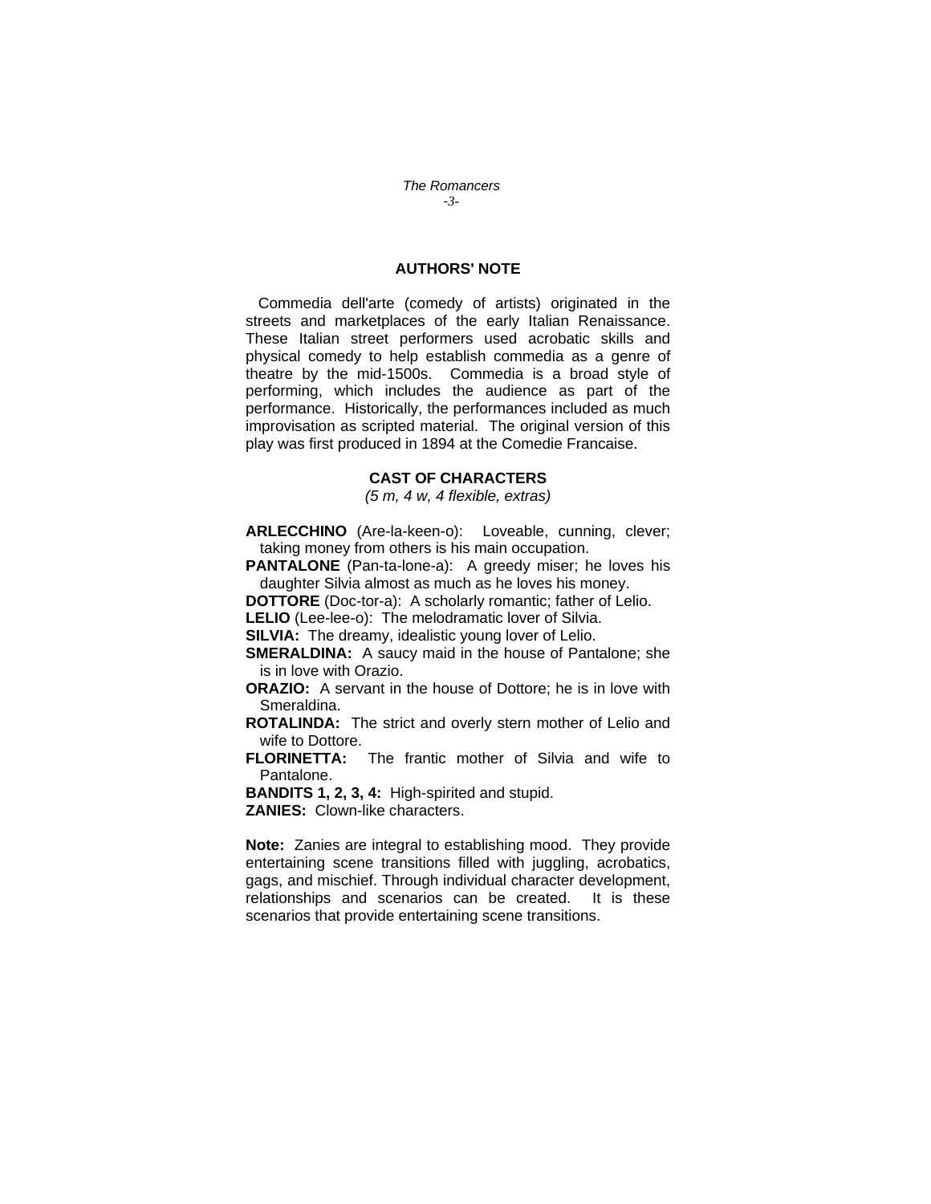## AUTHORS' NOTE

Commedia dell'arte (comedy of artists) originated in the streets and marketplaces of the early Italian Renaissance. These Italian street performers used acrobatic skills and physical comedy to help establish commedia as a genre of theatre by the mid-1500s. Commedia is a broad style of performing, which includes the audience as part of the performance. Historically, the performances included as much improvisation as scripted material. The original version of this play was first produced in 1894 at the Comedie Francaise.

## CAST OF CHARACTERS

*(5 m, 4 w, 4 flexible, extras)*

**ARLECCHINO** (Are-la-keen-o): Loveable, cunning, clever; taking money from others is his main occupation.

**PANTALONE** (Pan-ta-lone-a): A greedy miser; he loves his daughter Silvia almost as much as he loves his money.

**DOTTORE** (Doc-tor-a): A scholarly romantic; father of Lelio.

**LELIO** (Lee-lee-o): The melodramatic lover of Silvia.

**SILVIA:** The dreamy, idealistic young lover of Lelio.

**SMERALDINA:** A saucy maid in the house of Pantalone; she is in love with Orazio.

**ORAZIO:** A servant in the house of Dottore; he is in love with Smeraldina.

**ROTALINDA:** The strict and overly stern mother of Lelio and wife to Dottore.

**FLORINETTA:** The frantic mother of Silvia and wife to Pantalone.

**BANDITS 1, 2, 3, 4:** High-spirited and stupid.

**ZANIES:** Clown-like characters.

**Note:** Zanies are integral to establishing mood. They provide entertaining scene transitions filled with juggling, acrobatics, gags, and mischief. Through individual character development, relationships and scenarios can be created. It is these scenarios that provide entertaining scene transitions.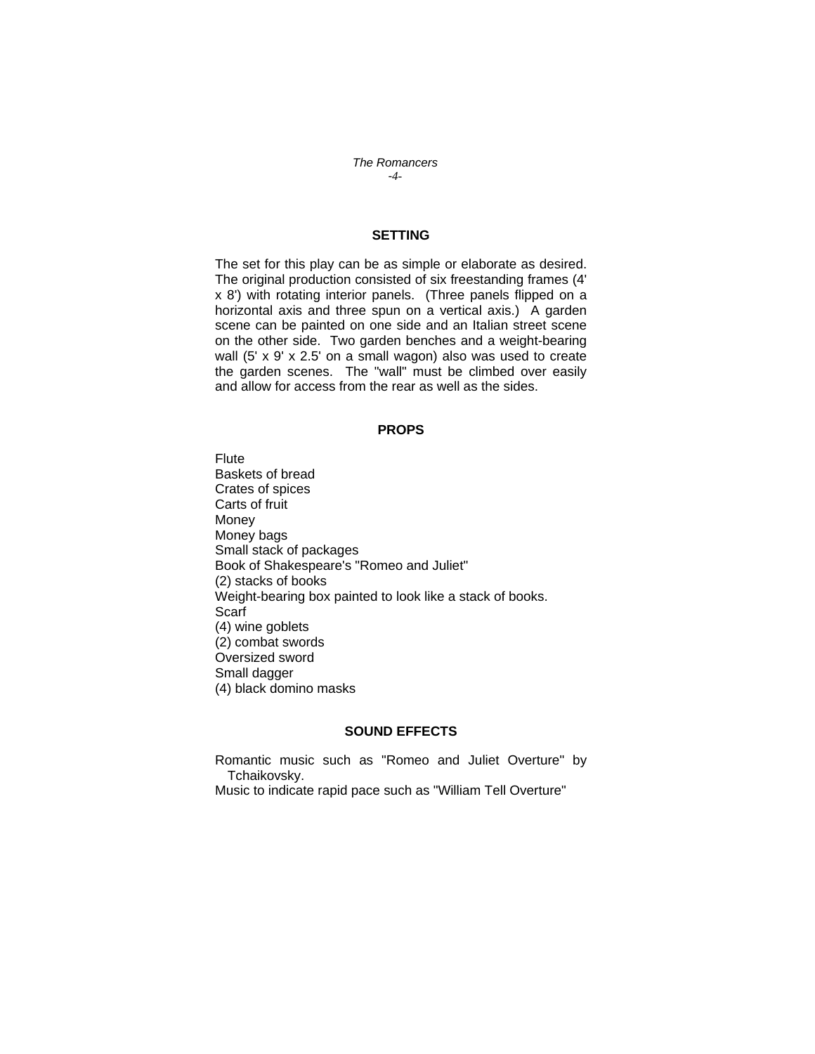## SETTING

The set for this play can be as simple or elaborate as desired. The original production consisted of six freestanding frames (4' x 8') with rotating interior panels. (Three panels flipped on a horizontal axis and three spun on a vertical axis.) A garden scene can be painted on one side and an Italian street scene on the other side. Two garden benches and a weight-bearing wall (5' x 9' x 2.5' on a small wagon) also was used to create the garden scenes. The "wall" must be climbed over easily and allow for access from the rear as well as the sides.

## PROPS

Flute
Baskets of bread
Crates of spices
Carts of fruit
Money
Money bags
Small stack of packages
Book of Shakespeare's "Romeo and Juliet"
(2) stacks of books
Weight-bearing box painted to look like a stack of books.
Scarf
(4) wine goblets
(2) combat swords
Oversized sword
Small dagger
(4) black domino masks

## SOUND EFFECTS

Romantic music such as "Romeo and Juliet Overture" by Tchaikovsky.
Music to indicate rapid pace such as "William Tell Overture"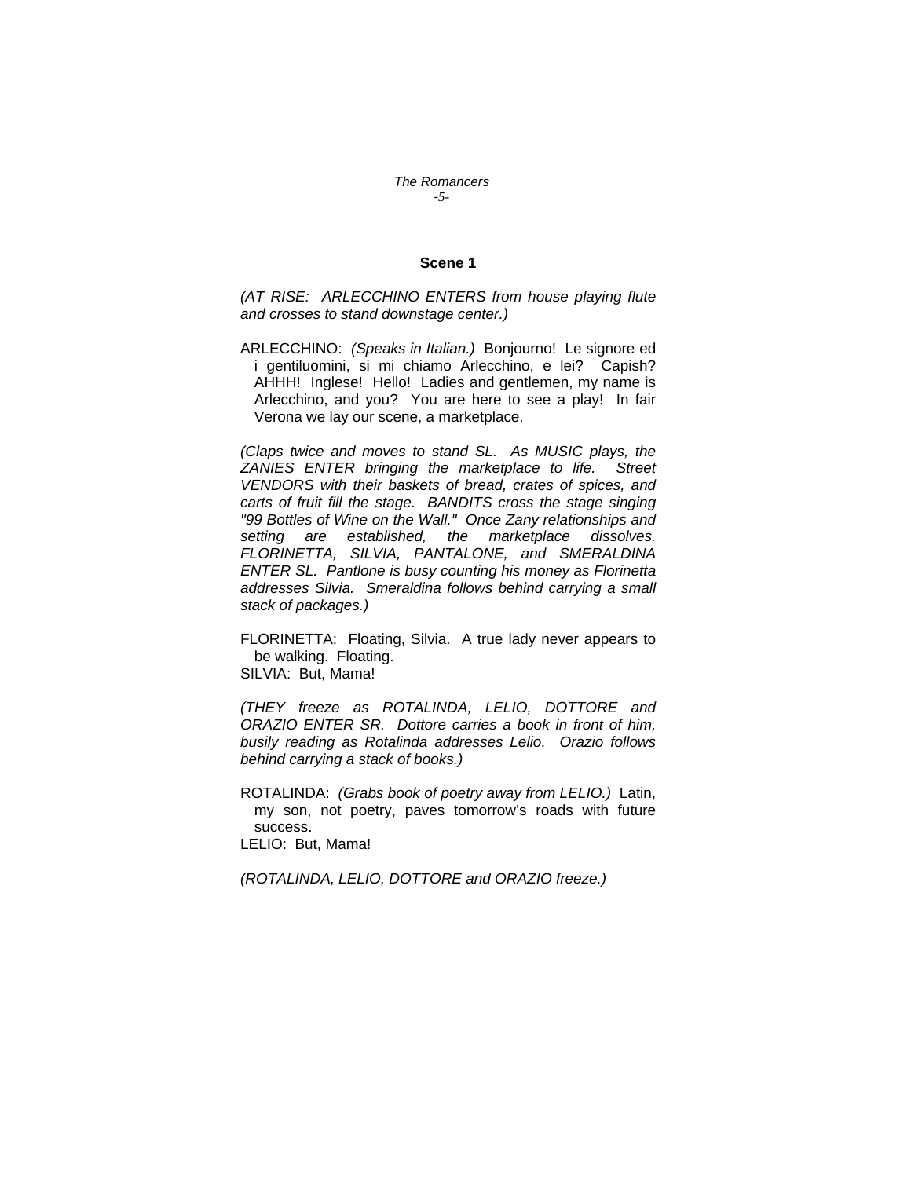## Scene 1

*(AT RISE: ARLECCHINO ENTERS from house playing flute and crosses to stand downstage center.)*

ARLECCHINO: *(Speaks in Italian.)* Bonjourno! Le signore ed i gentiluomini, si mi chiamo Arlecchino, e lei? Capish? AHHH! Inglese! Hello! Ladies and gentlemen, my name is Arlecchino, and you? You are here to see a play! In fair Verona we lay our scene, a marketplace.

*(Claps twice and moves to stand SL. As MUSIC plays, the ZANIES ENTER bringing the marketplace to life. Street VENDORS with their baskets of bread, crates of spices, and carts of fruit fill the stage. BANDITS cross the stage singing "99 Bottles of Wine on the Wall." Once Zany relationships and setting are established, the marketplace dissolves. FLORINETTA, SILVIA, PANTALONE, and SMERALDINA ENTER SL. Pantlone is busy counting his money as Florinetta addresses Silvia. Smeraldina follows behind carrying a small stack of packages.)*

FLORINETTA: Floating, Silvia. A true lady never appears to be walking. Floating.

SILVIA: But, Mama!

*(THEY freeze as ROTALINDA, LELIO, DOTTORE and ORAZIO ENTER SR. Dottore carries a book in front of him, busily reading as Rotalinda addresses Lelio. Orazio follows behind carrying a stack of books.)*

ROTALINDA: *(Grabs book of poetry away from LELIO.)* Latin, my son, not poetry, paves tomorrow's roads with future success.

LELIO: But, Mama!

*(ROTALINDA, LELIO, DOTTORE and ORAZIO freeze.)*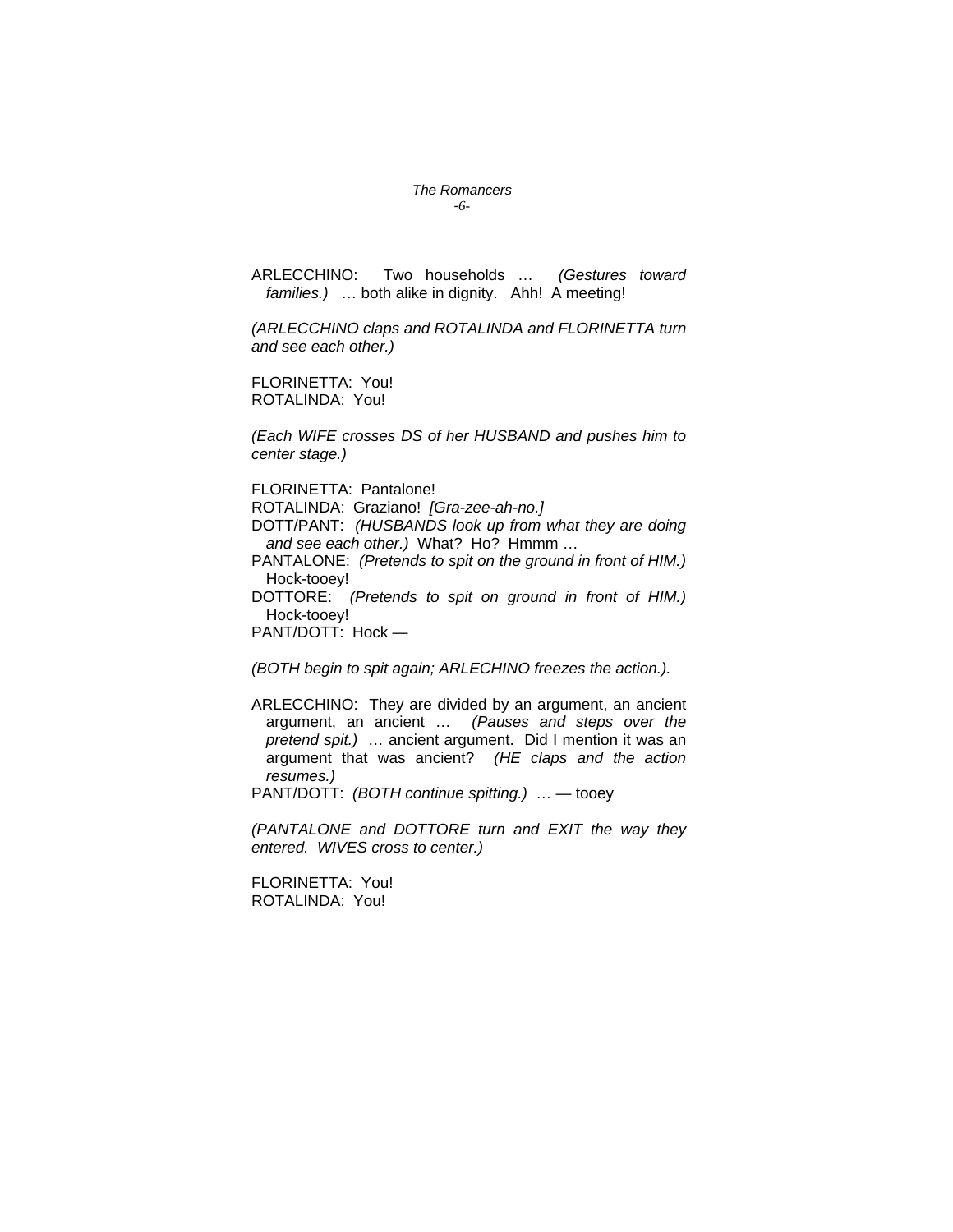ARLECCHINO: Two households … *(Gestures toward families.)* … both alike in dignity. Ahh! A meeting!

*(ARLECCHINO claps and ROTALINDA and FLORINETTA turn and see each other.)*

FLORINETTA: You!
ROTALINDA: You!

*(Each WIFE crosses DS of her HUSBAND and pushes him to center stage.)*

FLORINETTA: Pantalone!
ROTALINDA: Graziano! *[Gra-zee-ah-no.]*
DOTT/PANT: *(HUSBANDS look up from what they are doing and see each other.)* What? Ho? Hmmm …
PANTALONE: *(Pretends to spit on the ground in front of HIM.)* Hock-tooey!
DOTTORE: *(Pretends to spit on ground in front of HIM.)* Hock-tooey!
PANT/DOTT: Hock —

*(BOTH begin to spit again; ARLECHINO freezes the action.).*

ARLECCHINO: They are divided by an argument, an ancient argument, an ancient … *(Pauses and steps over the pretend spit.)* … ancient argument. Did I mention it was an argument that was ancient? *(HE claps and the action resumes.)*
PANT/DOTT: *(BOTH continue spitting.)* … — tooey

*(PANTALONE and DOTTORE turn and EXIT the way they entered. WIVES cross to center.)*

FLORINETTA: You!
ROTALINDA: You!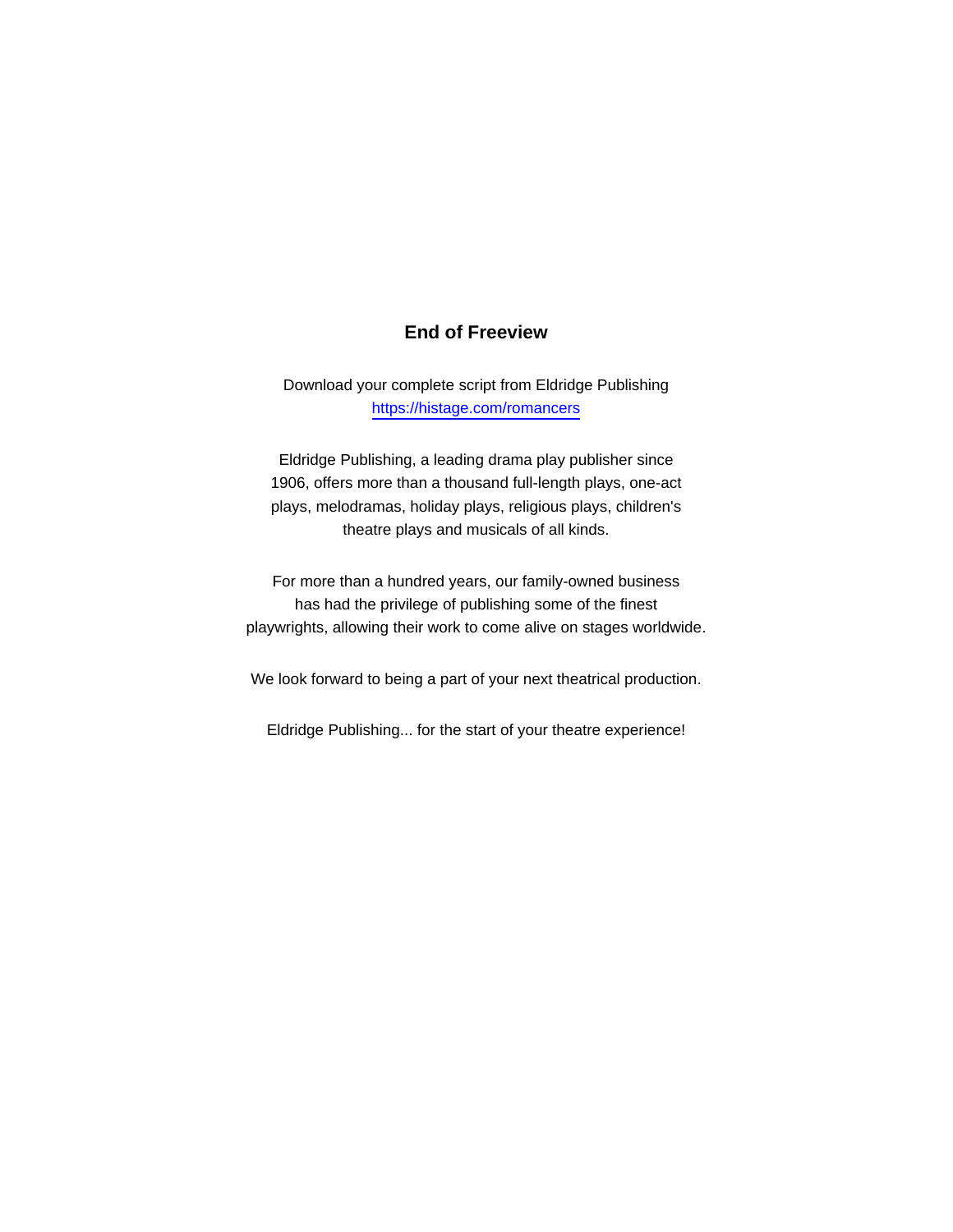## End of Freeview

Download your complete script from Eldridge Publishing
https://histage.com/romancers

Eldridge Publishing, a leading drama play publisher since 1906, offers more than a thousand full-length plays, one-act plays, melodramas, holiday plays, religious plays, children's theatre plays and musicals of all kinds.

For more than a hundred years, our family-owned business has had the privilege of publishing some of the finest playwrights, allowing their work to come alive on stages worldwide.

We look forward to being a part of your next theatrical production.

Eldridge Publishing... for the start of your theatre experience!